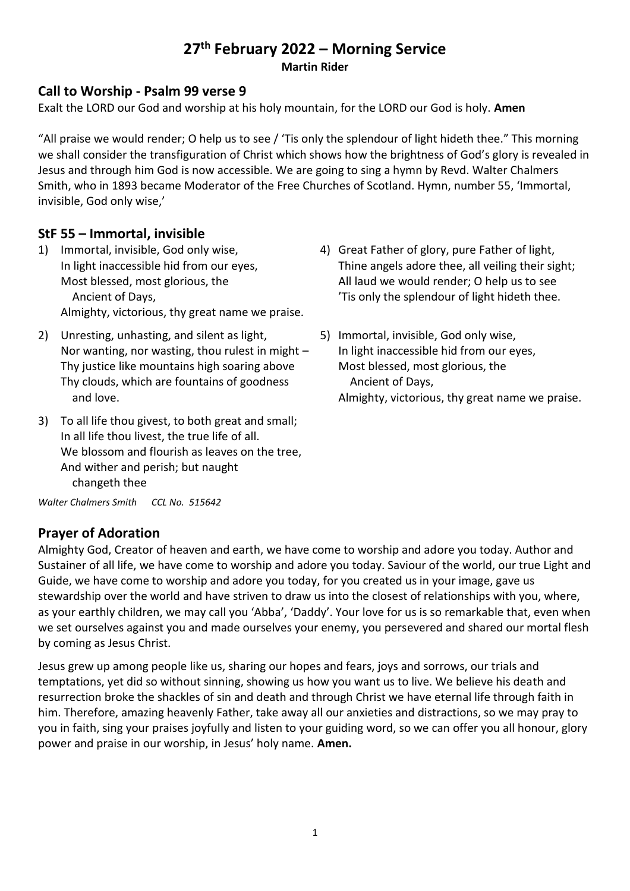# 27th February 2022 – Morning Service

**Martin Rider**

## Call to Worship - Psalm 99 verse 9

Exalt the LORD our God and worship at his holy mountain, for the LORD our God is holy. **Amen**

"All praise we would render; O help us to see / 'Tis only the splendour of light hideth thee." This morning we shall consider the transfiguration of Christ which shows how the brightness of God's glory is revealed in Jesus and through him God is now accessible. We are going to sing a hymn by Revd. Walter Chalmers Smith, who in 1893 became Moderator of the Free Churches of Scotland. Hymn, number 55, 'Immortal, invisible, God only wise,'

## StF 55 – Immortal, invisible

1) Immortal, invisible, God only wise,
   In light inaccessible hid from our eyes,
   Most blessed, most glorious, the Ancient of Days,
   Almighty, victorious, thy great name we praise.

2) Unresting, unhasting, and silent as light,
   Nor wanting, nor wasting, thou rulest in might –
   Thy justice like mountains high soaring above
   Thy clouds, which are fountains of goodness and love.

3) To all life thou givest, to both great and small;
   In all life thou livest, the true life of all.
   We blossom and flourish as leaves on the tree,
   And wither and perish; but naught changeth thee

4) Great Father of glory, pure Father of light,
   Thine angels adore thee, all veiling their sight;
   All laud we would render; O help us to see
   'Tis only the splendour of light hideth thee.

5) Immortal, invisible, God only wise,
   In light inaccessible hid from our eyes,
   Most blessed, most glorious, the Ancient of Days,
   Almighty, victorious, thy great name we praise.

*Walter Chalmers Smith CCL No. 515642*

## Prayer of Adoration

Almighty God, Creator of heaven and earth, we have come to worship and adore you today. Author and Sustainer of all life, we have come to worship and adore you today. Saviour of the world, our true Light and Guide, we have come to worship and adore you today, for you created us in your image, gave us stewardship over the world and have striven to draw us into the closest of relationships with you, where, as your earthly children, we may call you 'Abba', 'Daddy'. Your love for us is so remarkable that, even when we set ourselves against you and made ourselves your enemy, you persevered and shared our mortal flesh by coming as Jesus Christ.

Jesus grew up among people like us, sharing our hopes and fears, joys and sorrows, our trials and temptations, yet did so without sinning, showing us how you want us to live. We believe his death and resurrection broke the shackles of sin and death and through Christ we have eternal life through faith in him. Therefore, amazing heavenly Father, take away all our anxieties and distractions, so we may pray to you in faith, sing your praises joyfully and listen to your guiding word, so we can offer you all honour, glory power and praise in our worship, in Jesus' holy name. **Amen.**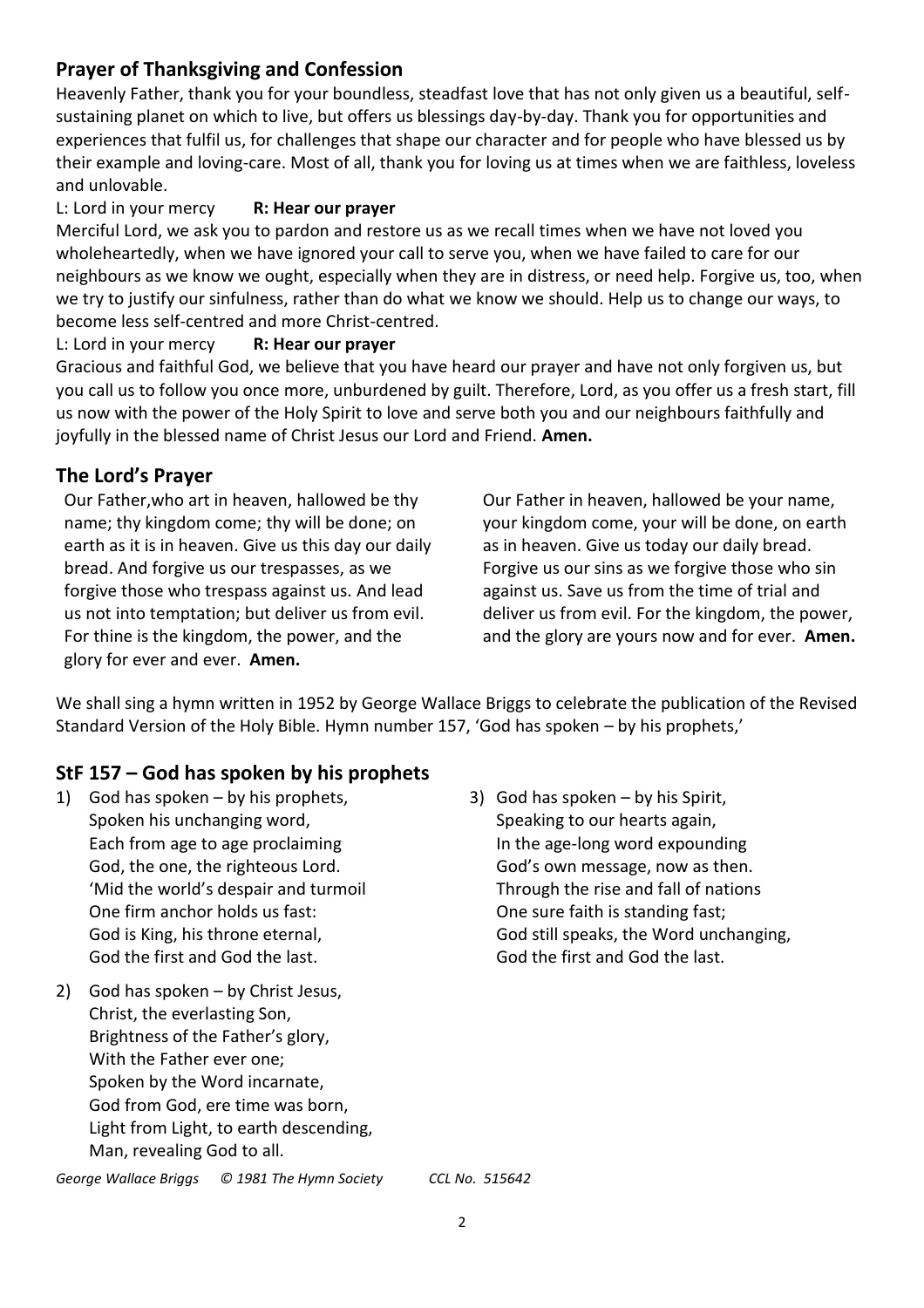## Prayer of Thanksgiving and Confession

Heavenly Father, thank you for your boundless, steadfast love that has not only given us a beautiful, self-sustaining planet on which to live, but offers us blessings day-by-day. Thank you for opportunities and experiences that fulfil us, for challenges that shape our character and for people who have blessed us by their example and loving-care. Most of all, thank you for loving us at times when we are faithless, loveless and unlovable.

L: Lord in your mercy **R: Hear our prayer**

Merciful Lord, we ask you to pardon and restore us as we recall times when we have not loved you wholeheartedly, when we have ignored your call to serve you, when we have failed to care for our neighbours as we know we ought, especially when they are in distress, or need help. Forgive us, too, when we try to justify our sinfulness, rather than do what we know we should. Help us to change our ways, to become less self-centred and more Christ-centred.

L: Lord in your mercy **R: Hear our prayer**

Gracious and faithful God, we believe that you have heard our prayer and have not only forgiven us, but you call us to follow you once more, unburdened by guilt. Therefore, Lord, as you offer us a fresh start, fill us now with the power of the Holy Spirit to love and serve both you and our neighbours faithfully and joyfully in the blessed name of Christ Jesus our Lord and Friend. **Amen.**

## The Lord's Prayer

Our Father,who art in heaven, hallowed be thy name; thy kingdom come; thy will be done; on earth as it is in heaven. Give us this day our daily bread. And forgive us our trespasses, as we forgive those who trespass against us. And lead us not into temptation; but deliver us from evil. For thine is the kingdom, the power, and the glory for ever and ever. **Amen.**

Our Father in heaven, hallowed be your name, your kingdom come, your will be done, on earth as in heaven. Give us today our daily bread. Forgive us our sins as we forgive those who sin against us. Save us from the time of trial and deliver us from evil. For the kingdom, the power, and the glory are yours now and for ever. **Amen.**

We shall sing a hymn written in 1952 by George Wallace Briggs to celebrate the publication of the Revised Standard Version of the Holy Bible. Hymn number 157, 'God has spoken – by his prophets,'

## StF 157 – God has spoken by his prophets

1) God has spoken – by his prophets,
Spoken his unchanging word,
Each from age to age proclaiming
God, the one, the righteous Lord.
'Mid the world's despair and turmoil
One firm anchor holds us fast:
God is King, his throne eternal,
God the first and God the last.

2) God has spoken – by Christ Jesus,
Christ, the everlasting Son,
Brightness of the Father's glory,
With the Father ever one;
Spoken by the Word incarnate,
God from God, ere time was born,
Light from Light, to earth descending,
Man, revealing God to all.

3) God has spoken – by his Spirit,
Speaking to our hearts again,
In the age-long word expounding
God's own message, now as then.
Through the rise and fall of nations
One sure faith is standing fast;
God still speaks, the Word unchanging,
God the first and God the last.

*George Wallace Briggs © 1981 The Hymn Society CCL No. 515642*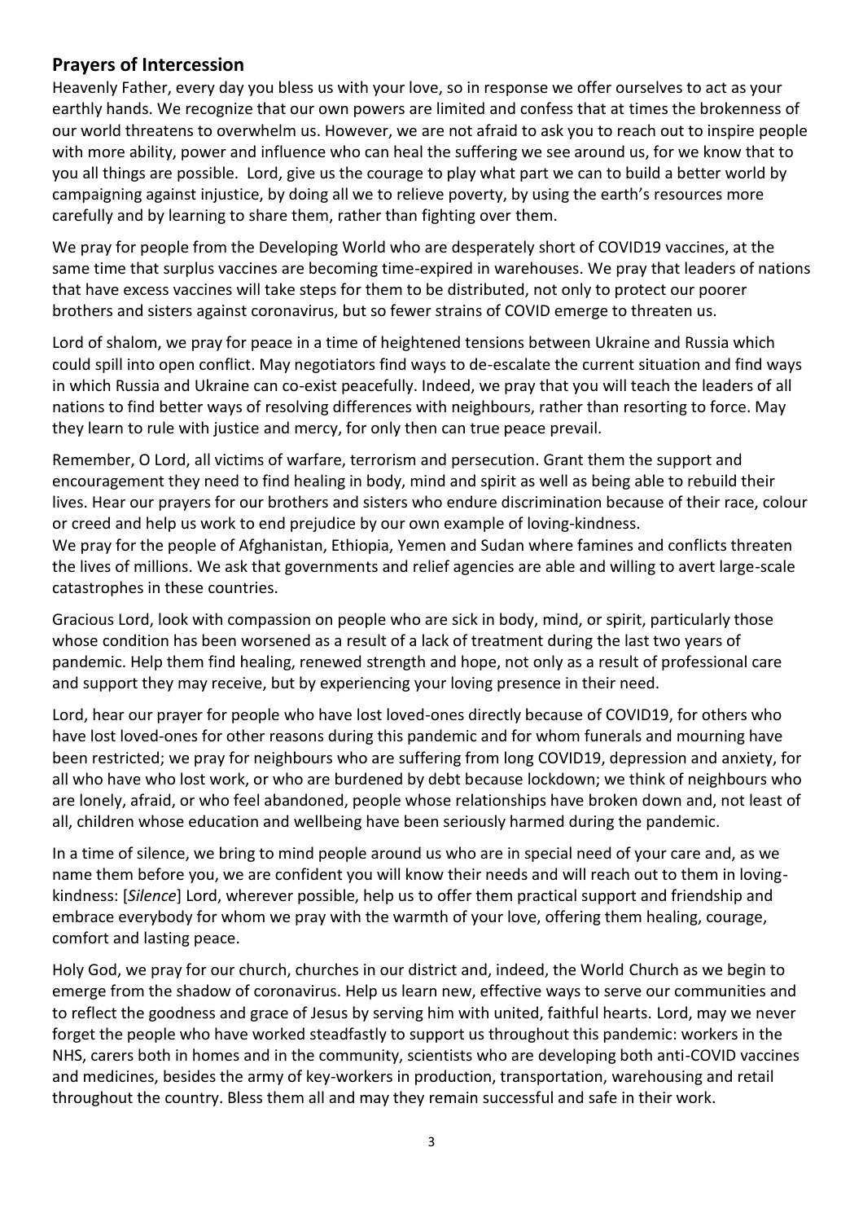## Prayers of Intercession

Heavenly Father, every day you bless us with your love, so in response we offer ourselves to act as your earthly hands. We recognize that our own powers are limited and confess that at times the brokenness of our world threatens to overwhelm us. However, we are not afraid to ask you to reach out to inspire people with more ability, power and influence who can heal the suffering we see around us, for we know that to you all things are possible. Lord, give us the courage to play what part we can to build a better world by campaigning against injustice, by doing all we to relieve poverty, by using the earth's resources more carefully and by learning to share them, rather than fighting over them.

We pray for people from the Developing World who are desperately short of COVID19 vaccines, at the same time that surplus vaccines are becoming time-expired in warehouses. We pray that leaders of nations that have excess vaccines will take steps for them to be distributed, not only to protect our poorer brothers and sisters against coronavirus, but so fewer strains of COVID emerge to threaten us.

Lord of shalom, we pray for peace in a time of heightened tensions between Ukraine and Russia which could spill into open conflict. May negotiators find ways to de-escalate the current situation and find ways in which Russia and Ukraine can co-exist peacefully. Indeed, we pray that you will teach the leaders of all nations to find better ways of resolving differences with neighbours, rather than resorting to force. May they learn to rule with justice and mercy, for only then can true peace prevail.

Remember, O Lord, all victims of warfare, terrorism and persecution. Grant them the support and encouragement they need to find healing in body, mind and spirit as well as being able to rebuild their lives. Hear our prayers for our brothers and sisters who endure discrimination because of their race, colour or creed and help us work to end prejudice by our own example of loving-kindness.
We pray for the people of Afghanistan, Ethiopia, Yemen and Sudan where famines and conflicts threaten the lives of millions. We ask that governments and relief agencies are able and willing to avert large-scale catastrophes in these countries.

Gracious Lord, look with compassion on people who are sick in body, mind, or spirit, particularly those whose condition has been worsened as a result of a lack of treatment during the last two years of pandemic. Help them find healing, renewed strength and hope, not only as a result of professional care and support they may receive, but by experiencing your loving presence in their need.

Lord, hear our prayer for people who have lost loved-ones directly because of COVID19, for others who have lost loved-ones for other reasons during this pandemic and for whom funerals and mourning have been restricted; we pray for neighbours who are suffering from long COVID19, depression and anxiety, for all who have who lost work, or who are burdened by debt because lockdown; we think of neighbours who are lonely, afraid, or who feel abandoned, people whose relationships have broken down and, not least of all, children whose education and wellbeing have been seriously harmed during the pandemic.

In a time of silence, we bring to mind people around us who are in special need of your care and, as we name them before you, we are confident you will know their needs and will reach out to them in loving-kindness: [*Silence*] Lord, wherever possible, help us to offer them practical support and friendship and embrace everybody for whom we pray with the warmth of your love, offering them healing, courage, comfort and lasting peace.

Holy God, we pray for our church, churches in our district and, indeed, the World Church as we begin to emerge from the shadow of coronavirus. Help us learn new, effective ways to serve our communities and to reflect the goodness and grace of Jesus by serving him with united, faithful hearts. Lord, may we never forget the people who have worked steadfastly to support us throughout this pandemic: workers in the NHS, carers both in homes and in the community, scientists who are developing both anti-COVID vaccines and medicines, besides the army of key-workers in production, transportation, warehousing and retail throughout the country. Bless them all and may they remain successful and safe in their work.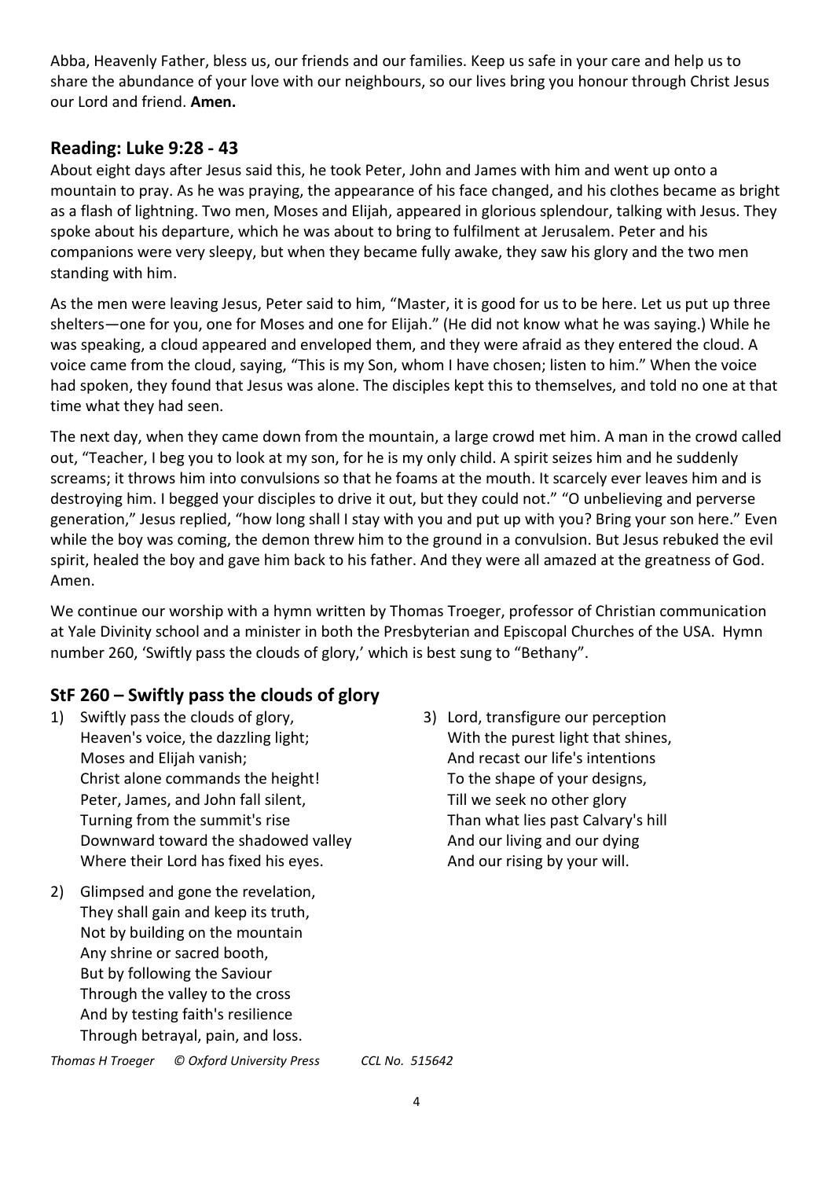Abba, Heavenly Father, bless us, our friends and our families. Keep us safe in your care and help us to share the abundance of your love with our neighbours, so our lives bring you honour through Christ Jesus our Lord and friend. **Amen.**

## Reading: Luke 9:28 - 43

About eight days after Jesus said this, he took Peter, John and James with him and went up onto a mountain to pray. As he was praying, the appearance of his face changed, and his clothes became as bright as a flash of lightning. Two men, Moses and Elijah, appeared in glorious splendour, talking with Jesus. They spoke about his departure, which he was about to bring to fulfilment at Jerusalem. Peter and his companions were very sleepy, but when they became fully awake, they saw his glory and the two men standing with him.

As the men were leaving Jesus, Peter said to him, "Master, it is good for us to be here. Let us put up three shelters—one for you, one for Moses and one for Elijah." (He did not know what he was saying.) While he was speaking, a cloud appeared and enveloped them, and they were afraid as they entered the cloud. A voice came from the cloud, saying, "This is my Son, whom I have chosen; listen to him." When the voice had spoken, they found that Jesus was alone. The disciples kept this to themselves, and told no one at that time what they had seen.

The next day, when they came down from the mountain, a large crowd met him. A man in the crowd called out, "Teacher, I beg you to look at my son, for he is my only child. A spirit seizes him and he suddenly screams; it throws him into convulsions so that he foams at the mouth. It scarcely ever leaves him and is destroying him. I begged your disciples to drive it out, but they could not." "O unbelieving and perverse generation," Jesus replied, "how long shall I stay with you and put up with you? Bring your son here." Even while the boy was coming, the demon threw him to the ground in a convulsion. But Jesus rebuked the evil spirit, healed the boy and gave him back to his father. And they were all amazed at the greatness of God. Amen.

We continue our worship with a hymn written by Thomas Troeger, professor of Christian communication at Yale Divinity school and a minister in both the Presbyterian and Episcopal Churches of the USA. Hymn number 260, 'Swiftly pass the clouds of glory,' which is best sung to "Bethany".

## StF 260 – Swiftly pass the clouds of glory

1) Swiftly pass the clouds of glory,
   Heaven's voice, the dazzling light;
   Moses and Elijah vanish;
   Christ alone commands the height!
   Peter, James, and John fall silent,
   Turning from the summit's rise
   Downward toward the shadowed valley
   Where their Lord has fixed his eyes.

2) Glimpsed and gone the revelation,
   They shall gain and keep its truth,
   Not by building on the mountain
   Any shrine or sacred booth,
   But by following the Saviour
   Through the valley to the cross
   And by testing faith's resilience
   Through betrayal, pain, and loss.

3) Lord, transfigure our perception
   With the purest light that shines,
   And recast our life's intentions
   To the shape of your designs,
   Till we seek no other glory
   Than what lies past Calvary's hill
   And our living and our dying
   And our rising by your will.

*Thomas H Troeger © Oxford University Press CCL No. 515642*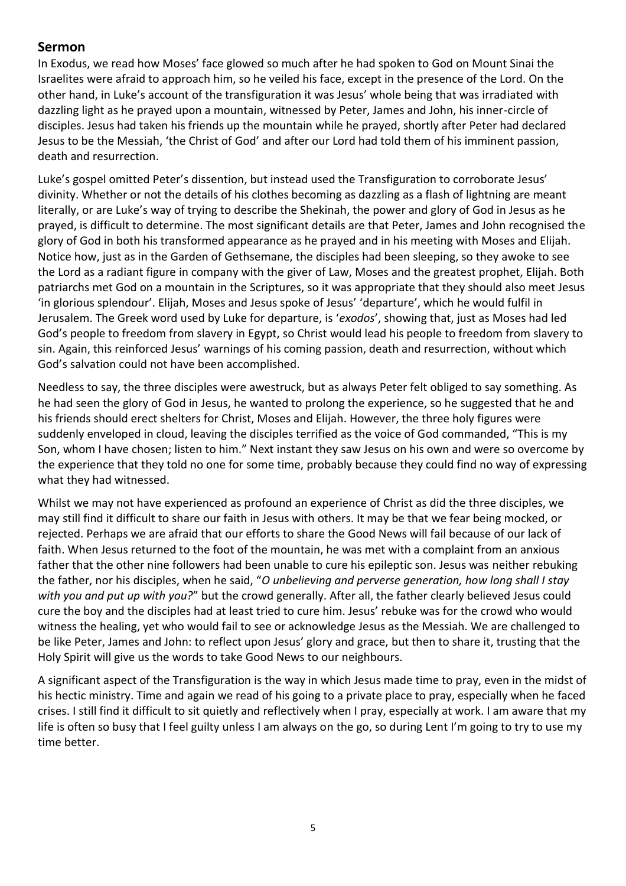## Sermon

In Exodus, we read how Moses' face glowed so much after he had spoken to God on Mount Sinai the Israelites were afraid to approach him, so he veiled his face, except in the presence of the Lord. On the other hand, in Luke's account of the transfiguration it was Jesus' whole being that was irradiated with dazzling light as he prayed upon a mountain, witnessed by Peter, James and John, his inner-circle of disciples. Jesus had taken his friends up the mountain while he prayed, shortly after Peter had declared Jesus to be the Messiah, 'the Christ of God' and after our Lord had told them of his imminent passion, death and resurrection.

Luke's gospel omitted Peter's dissention, but instead used the Transfiguration to corroborate Jesus' divinity. Whether or not the details of his clothes becoming as dazzling as a flash of lightning are meant literally, or are Luke's way of trying to describe the Shekinah, the power and glory of God in Jesus as he prayed, is difficult to determine. The most significant details are that Peter, James and John recognised the glory of God in both his transformed appearance as he prayed and in his meeting with Moses and Elijah. Notice how, just as in the Garden of Gethsemane, the disciples had been sleeping, so they awoke to see the Lord as a radiant figure in company with the giver of Law, Moses and the greatest prophet, Elijah. Both patriarchs met God on a mountain in the Scriptures, so it was appropriate that they should also meet Jesus 'in glorious splendour'. Elijah, Moses and Jesus spoke of Jesus' 'departure', which he would fulfil in Jerusalem. The Greek word used by Luke for departure, is '*exodos*', showing that, just as Moses had led God's people to freedom from slavery in Egypt, so Christ would lead his people to freedom from slavery to sin. Again, this reinforced Jesus' warnings of his coming passion, death and resurrection, without which God's salvation could not have been accomplished.

Needless to say, the three disciples were awestruck, but as always Peter felt obliged to say something. As he had seen the glory of God in Jesus, he wanted to prolong the experience, so he suggested that he and his friends should erect shelters for Christ, Moses and Elijah. However, the three holy figures were suddenly enveloped in cloud, leaving the disciples terrified as the voice of God commanded, "This is my Son, whom I have chosen; listen to him." Next instant they saw Jesus on his own and were so overcome by the experience that they told no one for some time, probably because they could find no way of expressing what they had witnessed.

Whilst we may not have experienced as profound an experience of Christ as did the three disciples, we may still find it difficult to share our faith in Jesus with others. It may be that we fear being mocked, or rejected. Perhaps we are afraid that our efforts to share the Good News will fail because of our lack of faith. When Jesus returned to the foot of the mountain, he was met with a complaint from an anxious father that the other nine followers had been unable to cure his epileptic son. Jesus was neither rebuking the father, nor his disciples, when he said, "*O unbelieving and perverse generation, how long shall I stay with you and put up with you?*" but the crowd generally. After all, the father clearly believed Jesus could cure the boy and the disciples had at least tried to cure him. Jesus' rebuke was for the crowd who would witness the healing, yet who would fail to see or acknowledge Jesus as the Messiah. We are challenged to be like Peter, James and John: to reflect upon Jesus' glory and grace, but then to share it, trusting that the Holy Spirit will give us the words to take Good News to our neighbours.

A significant aspect of the Transfiguration is the way in which Jesus made time to pray, even in the midst of his hectic ministry. Time and again we read of his going to a private place to pray, especially when he faced crises. I still find it difficult to sit quietly and reflectively when I pray, especially at work. I am aware that my life is often so busy that I feel guilty unless I am always on the go, so during Lent I'm going to try to use my time better.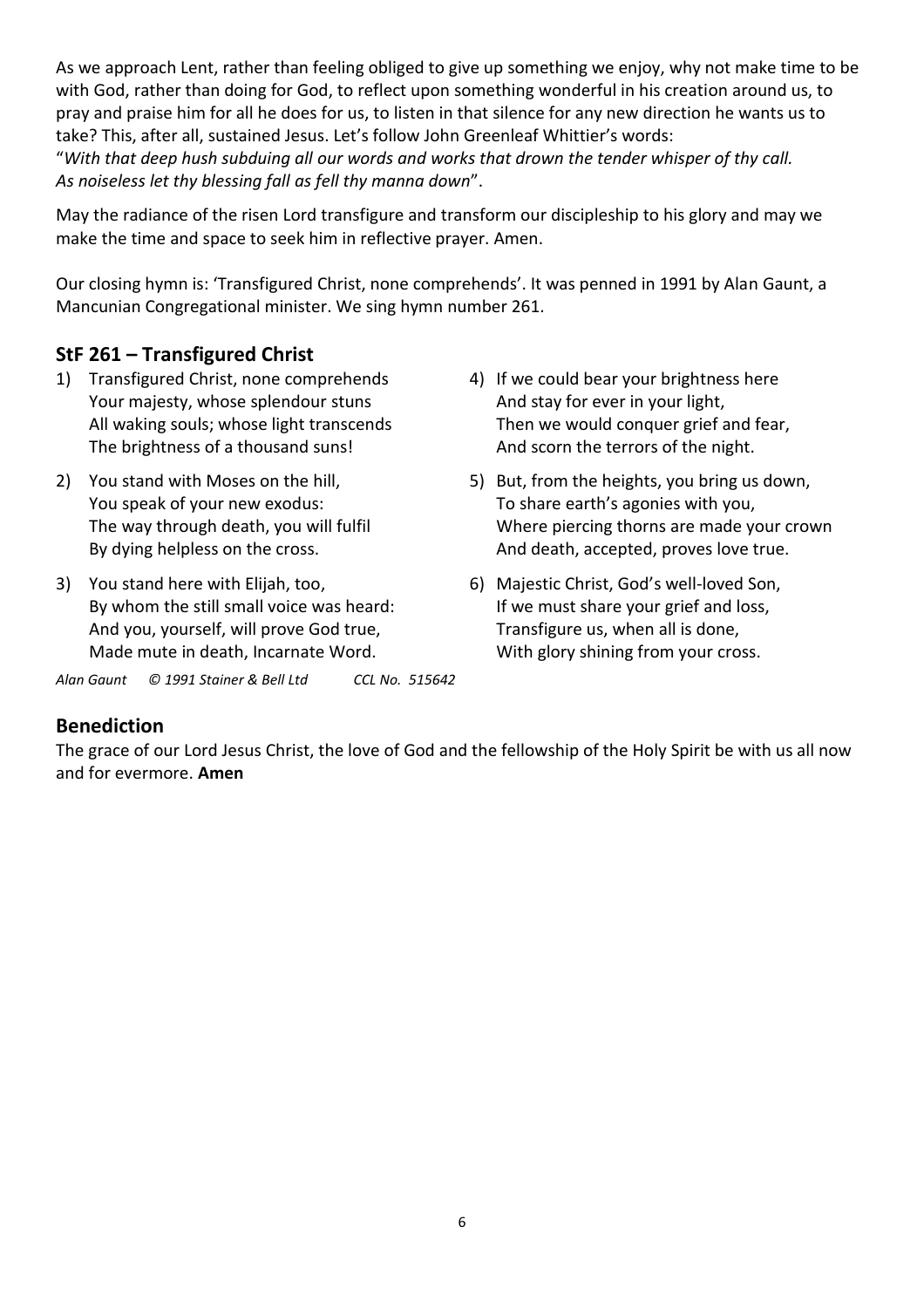As we approach Lent, rather than feeling obliged to give up something we enjoy, why not make time to be with God, rather than doing for God, to reflect upon something wonderful in his creation around us, to pray and praise him for all he does for us, to listen in that silence for any new direction he wants us to take? This, after all, sustained Jesus. Let's follow John Greenleaf Whittier's words:
"*With that deep hush subduing all our words and works that drown the tender whisper of thy call. As noiseless let thy blessing fall as fell thy manna down*".

May the radiance of the risen Lord transfigure and transform our discipleship to his glory and may we make the time and space to seek him in reflective prayer. Amen.

Our closing hymn is: 'Transfigured Christ, none comprehends'. It was penned in 1991 by Alan Gaunt, a Mancunian Congregational minister. We sing hymn number 261.

## StF 261 – Transfigured Christ

1) Transfigured Christ, none comprehends
   Your majesty, whose splendour stuns
   All waking souls; whose light transcends
   The brightness of a thousand suns!

2) You stand with Moses on the hill,
   You speak of your new exodus:
   The way through death, you will fulfil
   By dying helpless on the cross.

3) You stand here with Elijah, too,
   By whom the still small voice was heard:
   And you, yourself, will prove God true,
   Made mute in death, Incarnate Word.

4) If we could bear your brightness here
   And stay for ever in your light,
   Then we would conquer grief and fear,
   And scorn the terrors of the night.

5) But, from the heights, you bring us down,
   To share earth's agonies with you,
   Where piercing thorns are made your crown
   And death, accepted, proves love true.

6) Majestic Christ, God's well-loved Son,
   If we must share your grief and loss,
   Transfigure us, when all is done,
   With glory shining from your cross.

*Alan Gaunt © 1991 Stainer & Bell Ltd CCL No. 515642*

## Benediction

The grace of our Lord Jesus Christ, the love of God and the fellowship of the Holy Spirit be with us all now and for evermore. **Amen**